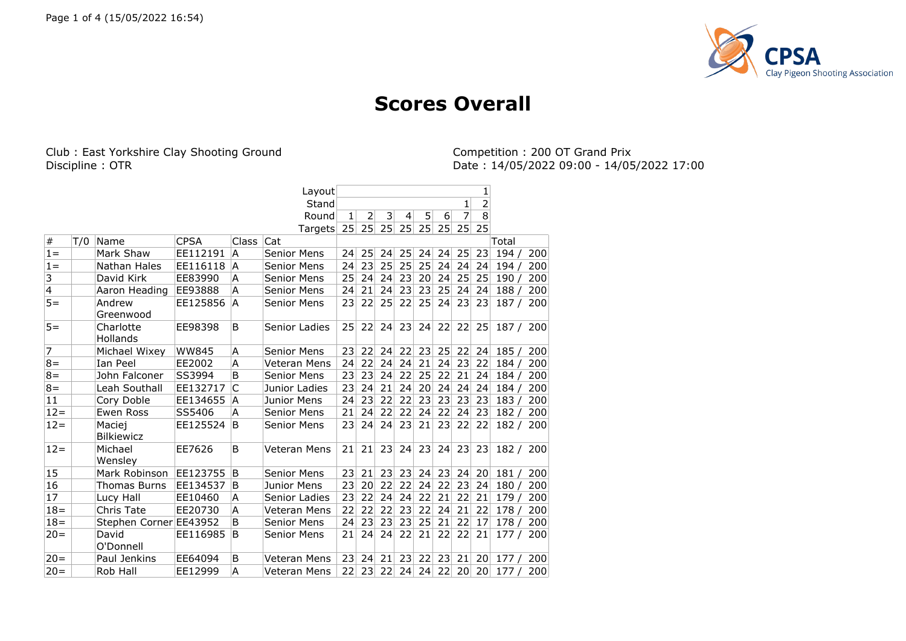# Scores Overall

Club : East Yorkshire Clay Shooting Ground
Discipline : OTR

Competition : 200 OT Grand Prix
Date : 14/05/2022 09:00 - 14/05/2022 17:00

| | | | | | Layout | | | | | | | | 1 | |
|---|---|---|---|---|---|---|---|---|---|---|---|---|---|---|
| | | | | | Stand | | | | | | | 1 | 2 | |
| | | | | | Round | 1 | 2 | 3 | 4 | 5 | 6 | 7 | 8 | |
| | | | | | Targets | 25 | 25 | 25 | 25 | 25 | 25 | 25 | 25 | |
| # | T/0 | Name | CPSA | Class | Cat | | | | | | | | | Total |
| 1= | | Mark Shaw | EE112191 | A | Senior Mens | 24 | 25 | 24 | 25 | 24 | 24 | 25 | 23 | 194 / 200 |
| 1= | | Nathan Hales | EE116118 | A | Senior Mens | 24 | 23 | 25 | 25 | 25 | 24 | 24 | 24 | 194 / 200 |
| 3 | | David Kirk | EE83990 | A | Senior Mens | 25 | 24 | 24 | 23 | 20 | 24 | 25 | 25 | 190 / 200 |
| 4 | | Aaron Heading | EE93888 | A | Senior Mens | 24 | 21 | 24 | 23 | 23 | 25 | 24 | 24 | 188 / 200 |
| 5= | | Andrew Greenwood | EE125856 | A | Senior Mens | 23 | 22 | 25 | 22 | 25 | 24 | 23 | 23 | 187 / 200 |
| 5= | | Charlotte Hollands | EE98398 | B | Senior Ladies | 25 | 22 | 24 | 23 | 24 | 22 | 22 | 25 | 187 / 200 |
| 7 | | Michael Wixey | WW845 | A | Senior Mens | 23 | 22 | 24 | 22 | 23 | 25 | 22 | 24 | 185 / 200 |
| 8= | | Ian Peel | EE2002 | A | Veteran Mens | 24 | 22 | 24 | 24 | 21 | 24 | 23 | 22 | 184 / 200 |
| 8= | | John Falconer | SS3994 | B | Senior Mens | 23 | 23 | 24 | 22 | 25 | 22 | 21 | 24 | 184 / 200 |
| 8= | | Leah Southall | EE132717 | C | Junior Ladies | 23 | 24 | 21 | 24 | 20 | 24 | 24 | 24 | 184 / 200 |
| 11 | | Cory Doble | EE134655 | A | Junior Mens | 24 | 23 | 22 | 22 | 23 | 23 | 23 | 23 | 183 / 200 |
| 12= | | Ewen Ross | SS5406 | A | Senior Mens | 21 | 24 | 22 | 22 | 24 | 22 | 24 | 23 | 182 / 200 |
| 12= | | Maciej Bilkiewicz | EE125524 | B | Senior Mens | 23 | 24 | 24 | 23 | 21 | 23 | 22 | 22 | 182 / 200 |
| 12= | | Michael Wensley | EE7626 | B | Veteran Mens | 21 | 21 | 23 | 24 | 23 | 24 | 23 | 23 | 182 / 200 |
| 15 | | Mark Robinson | EE123755 | B | Senior Mens | 23 | 21 | 23 | 23 | 24 | 23 | 24 | 20 | 181 / 200 |
| 16 | | Thomas Burns | EE134537 | B | Junior Mens | 23 | 20 | 22 | 22 | 24 | 22 | 23 | 24 | 180 / 200 |
| 17 | | Lucy Hall | EE10460 | A | Senior Ladies | 23 | 22 | 24 | 24 | 22 | 21 | 22 | 21 | 179 / 200 |
| 18= | | Chris Tate | EE20730 | A | Veteran Mens | 22 | 22 | 22 | 23 | 22 | 24 | 21 | 22 | 178 / 200 |
| 18= | | Stephen Corner | EE43952 | B | Senior Mens | 24 | 23 | 23 | 23 | 25 | 21 | 22 | 17 | 178 / 200 |
| 20= | | David O'Donnell | EE116985 | B | Senior Mens | 21 | 24 | 24 | 22 | 21 | 22 | 22 | 21 | 177 / 200 |
| 20= | | Paul Jenkins | EE64094 | B | Veteran Mens | 23 | 24 | 21 | 23 | 22 | 23 | 21 | 20 | 177 / 200 |
| 20= | | Rob Hall | EE12999 | A | Veteran Mens | 22 | 23 | 22 | 24 | 24 | 22 | 20 | 20 | 177 / 200 |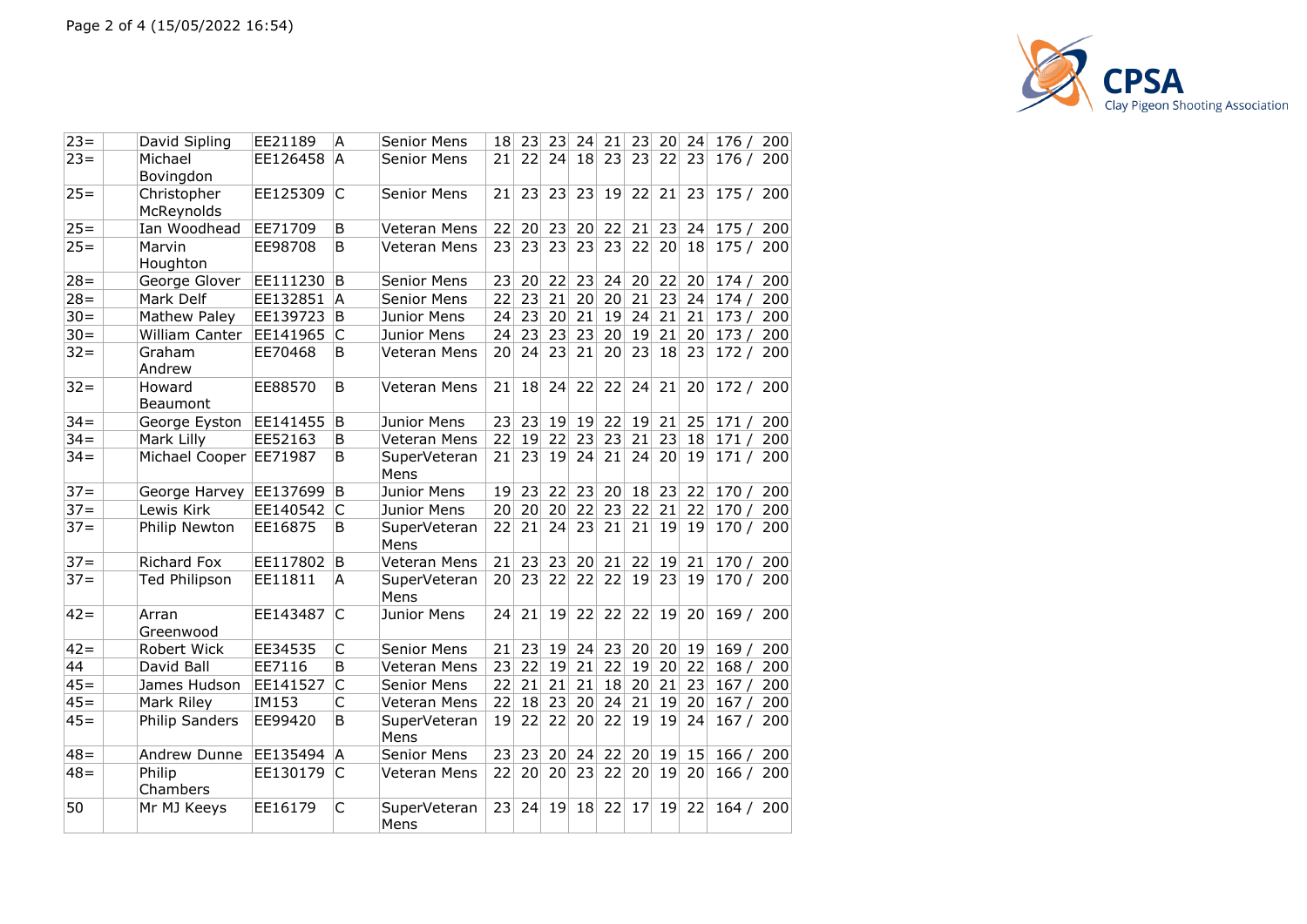| | | | | | | | | | | | | | | |
|---|---|---|---|---|---|---|---|---|---|---|---|---|---|---|
| 23= | | David Sipling | EE21189 | A | Senior Mens | 18 | 23 | 23 | 24 | 21 | 23 | 20 | 24 | 176 / 200 |
| 23= | | Michael Bovingdon | EE126458 | A | Senior Mens | 21 | 22 | 24 | 18 | 23 | 23 | 22 | 23 | 176 / 200 |
| 25= | | Christopher McReynolds | EE125309 | C | Senior Mens | 21 | 23 | 23 | 23 | 19 | 22 | 21 | 23 | 175 / 200 |
| 25= | | Ian Woodhead | EE71709 | B | Veteran Mens | 22 | 20 | 23 | 20 | 22 | 21 | 23 | 24 | 175 / 200 |
| 25= | | Marvin Houghton | EE98708 | B | Veteran Mens | 23 | 23 | 23 | 23 | 23 | 22 | 20 | 18 | 175 / 200 |
| 28= | | George Glover | EE111230 | B | Senior Mens | 23 | 20 | 22 | 23 | 24 | 20 | 22 | 20 | 174 / 200 |
| 28= | | Mark Delf | EE132851 | A | Senior Mens | 22 | 23 | 21 | 20 | 20 | 21 | 23 | 24 | 174 / 200 |
| 30= | | Mathew Paley | EE139723 | B | Junior Mens | 24 | 23 | 20 | 21 | 19 | 24 | 21 | 21 | 173 / 200 |
| 30= | | William Canter | EE141965 | C | Junior Mens | 24 | 23 | 23 | 23 | 20 | 19 | 21 | 20 | 173 / 200 |
| 32= | | Graham Andrew | EE70468 | B | Veteran Mens | 20 | 24 | 23 | 21 | 20 | 23 | 18 | 23 | 172 / 200 |
| 32= | | Howard Beaumont | EE88570 | B | Veteran Mens | 21 | 18 | 24 | 22 | 22 | 24 | 21 | 20 | 172 / 200 |
| 34= | | George Eyston | EE141455 | B | Junior Mens | 23 | 23 | 19 | 19 | 22 | 19 | 21 | 25 | 171 / 200 |
| 34= | | Mark Lilly | EE52163 | B | Veteran Mens | 22 | 19 | 22 | 23 | 23 | 21 | 23 | 18 | 171 / 200 |
| 34= | | Michael Cooper | EE71987 | B | SuperVeteran Mens | 21 | 23 | 19 | 24 | 21 | 24 | 20 | 19 | 171 / 200 |
| 37= | | George Harvey | EE137699 | B | Junior Mens | 19 | 23 | 22 | 23 | 20 | 18 | 23 | 22 | 170 / 200 |
| 37= | | Lewis Kirk | EE140542 | C | Junior Mens | 20 | 20 | 20 | 22 | 23 | 22 | 21 | 22 | 170 / 200 |
| 37= | | Philip Newton | EE16875 | B | SuperVeteran Mens | 22 | 21 | 24 | 23 | 21 | 21 | 19 | 19 | 170 / 200 |
| 37= | | Richard Fox | EE117802 | B | Veteran Mens | 21 | 23 | 23 | 20 | 21 | 22 | 19 | 21 | 170 / 200 |
| 37= | | Ted Philipson | EE11811 | A | SuperVeteran Mens | 20 | 23 | 22 | 22 | 22 | 19 | 23 | 19 | 170 / 200 |
| 42= | | Arran Greenwood | EE143487 | C | Junior Mens | 24 | 21 | 19 | 22 | 22 | 22 | 19 | 20 | 169 / 200 |
| 42= | | Robert Wick | EE34535 | C | Senior Mens | 21 | 23 | 19 | 24 | 23 | 20 | 20 | 19 | 169 / 200 |
| 44 | | David Ball | EE7116 | B | Veteran Mens | 23 | 22 | 19 | 21 | 22 | 19 | 20 | 22 | 168 / 200 |
| 45= | | James Hudson | EE141527 | C | Senior Mens | 22 | 21 | 21 | 21 | 18 | 20 | 21 | 23 | 167 / 200 |
| 45= | | Mark Riley | IM153 | C | Veteran Mens | 22 | 18 | 23 | 20 | 24 | 21 | 19 | 20 | 167 / 200 |
| 45= | | Philip Sanders | EE99420 | B | SuperVeteran Mens | 19 | 22 | 22 | 20 | 22 | 19 | 19 | 24 | 167 / 200 |
| 48= | | Andrew Dunne | EE135494 | A | Senior Mens | 23 | 23 | 20 | 24 | 22 | 20 | 19 | 15 | 166 / 200 |
| 48= | | Philip Chambers | EE130179 | C | Veteran Mens | 22 | 20 | 20 | 23 | 22 | 20 | 19 | 20 | 166 / 200 |
| 50 | | Mr MJ Keeys | EE16179 | C | SuperVeteran Mens | 23 | 24 | 19 | 18 | 22 | 17 | 19 | 22 | 164 / 200 |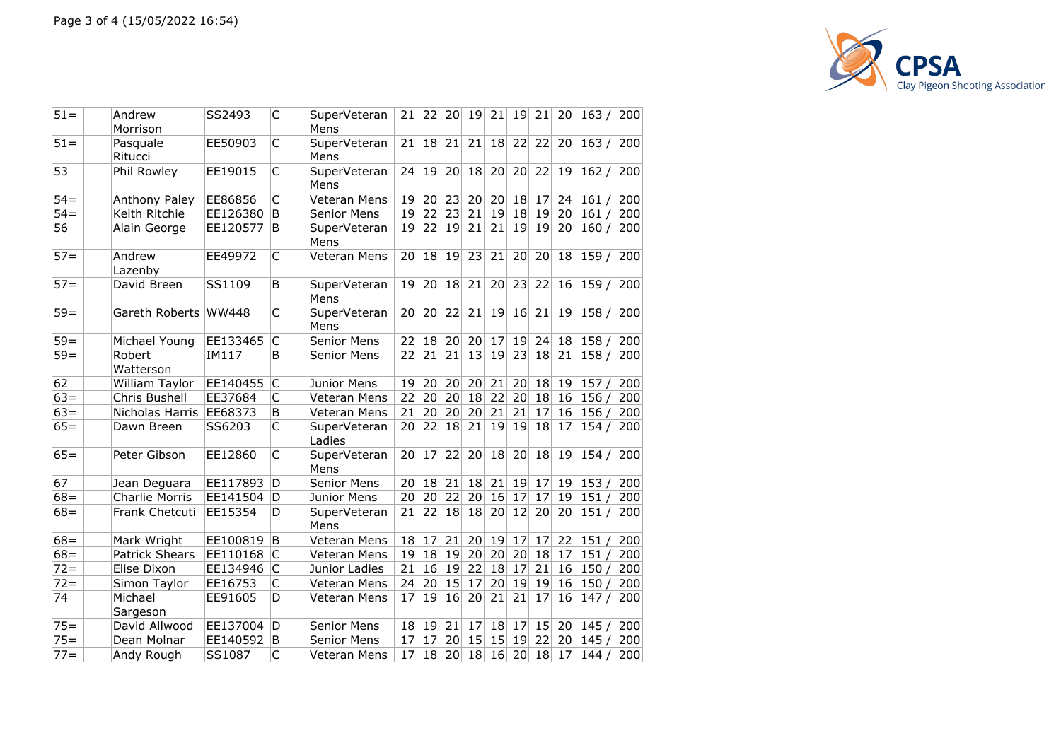| | | | | | | | | | | | | | |
|---|---|---|---|---|---|---|---|---|---|---|---|---|---|
| 51= | | Andrew Morrison | SS2493 | C | SuperVeteran Mens | 21 | 22 | 20 | 19 | 21 | 19 | 21 | 20 | 163 / 200 |
| 51= | | Pasquale Ritucci | EE50903 | C | SuperVeteran Mens | 21 | 18 | 21 | 21 | 18 | 22 | 22 | 20 | 163 / 200 |
| 53 | | Phil Rowley | EE19015 | C | SuperVeteran Mens | 24 | 19 | 20 | 18 | 20 | 20 | 22 | 19 | 162 / 200 |
| 54= | | Anthony Paley | EE86856 | C | Veteran Mens | 19 | 20 | 23 | 20 | 20 | 18 | 17 | 24 | 161 / 200 |
| 54= | | Keith Ritchie | EE126380 | B | Senior Mens | 19 | 22 | 23 | 21 | 19 | 18 | 19 | 20 | 161 / 200 |
| 56 | | Alain George | EE120577 | B | SuperVeteran Mens | 19 | 22 | 19 | 21 | 21 | 19 | 19 | 20 | 160 / 200 |
| 57= | | Andrew Lazenby | EE49972 | C | Veteran Mens | 20 | 18 | 19 | 23 | 21 | 20 | 20 | 18 | 159 / 200 |
| 57= | | David Breen | SS1109 | B | SuperVeteran Mens | 19 | 20 | 18 | 21 | 20 | 23 | 22 | 16 | 159 / 200 |
| 59= | | Gareth Roberts | WW448 | C | SuperVeteran Mens | 20 | 20 | 22 | 21 | 19 | 16 | 21 | 19 | 158 / 200 |
| 59= | | Michael Young | EE133465 | C | Senior Mens | 22 | 18 | 20 | 20 | 17 | 19 | 24 | 18 | 158 / 200 |
| 59= | | Robert Watterson | IM117 | B | Senior Mens | 22 | 21 | 21 | 13 | 19 | 23 | 18 | 21 | 158 / 200 |
| 62 | | William Taylor | EE140455 | C | Junior Mens | 19 | 20 | 20 | 20 | 21 | 20 | 18 | 19 | 157 / 200 |
| 63= | | Chris Bushell | EE37684 | C | Veteran Mens | 22 | 20 | 20 | 18 | 22 | 20 | 18 | 16 | 156 / 200 |
| 63= | | Nicholas Harris | EE68373 | B | Veteran Mens | 21 | 20 | 20 | 20 | 21 | 21 | 17 | 16 | 156 / 200 |
| 65= | | Dawn Breen | SS6203 | C | SuperVeteran Ladies | 20 | 22 | 18 | 21 | 19 | 19 | 18 | 17 | 154 / 200 |
| 65= | | Peter Gibson | EE12860 | C | SuperVeteran Mens | 20 | 17 | 22 | 20 | 18 | 20 | 18 | 19 | 154 / 200 |
| 67 | | Jean Deguara | EE117893 | D | Senior Mens | 20 | 18 | 21 | 18 | 21 | 19 | 17 | 19 | 153 / 200 |
| 68= | | Charlie Morris | EE141504 | D | Junior Mens | 20 | 20 | 22 | 20 | 16 | 17 | 17 | 19 | 151 / 200 |
| 68= | | Frank Chetcuti | EE15354 | D | SuperVeteran Mens | 21 | 22 | 18 | 18 | 20 | 12 | 20 | 20 | 151 / 200 |
| 68= | | Mark Wright | EE100819 | B | Veteran Mens | 18 | 17 | 21 | 20 | 19 | 17 | 17 | 22 | 151 / 200 |
| 68= | | Patrick Shears | EE110168 | C | Veteran Mens | 19 | 18 | 19 | 20 | 20 | 20 | 18 | 17 | 151 / 200 |
| 72= | | Elise Dixon | EE134946 | C | Junior Ladies | 21 | 16 | 19 | 22 | 18 | 17 | 21 | 16 | 150 / 200 |
| 72= | | Simon Taylor | EE16753 | C | Veteran Mens | 24 | 20 | 15 | 17 | 20 | 19 | 19 | 16 | 150 / 200 |
| 74 | | Michael Sargeson | EE91605 | D | Veteran Mens | 17 | 19 | 16 | 20 | 21 | 21 | 17 | 16 | 147 / 200 |
| 75= | | David Allwood | EE137004 | D | Senior Mens | 18 | 19 | 21 | 17 | 18 | 17 | 15 | 20 | 145 / 200 |
| 75= | | Dean Molnar | EE140592 | B | Senior Mens | 17 | 17 | 20 | 15 | 15 | 19 | 22 | 20 | 145 / 200 |
| 77= | | Andy Rough | SS1087 | C | Veteran Mens | 17 | 18 | 20 | 18 | 16 | 20 | 18 | 17 | 144 / 200 |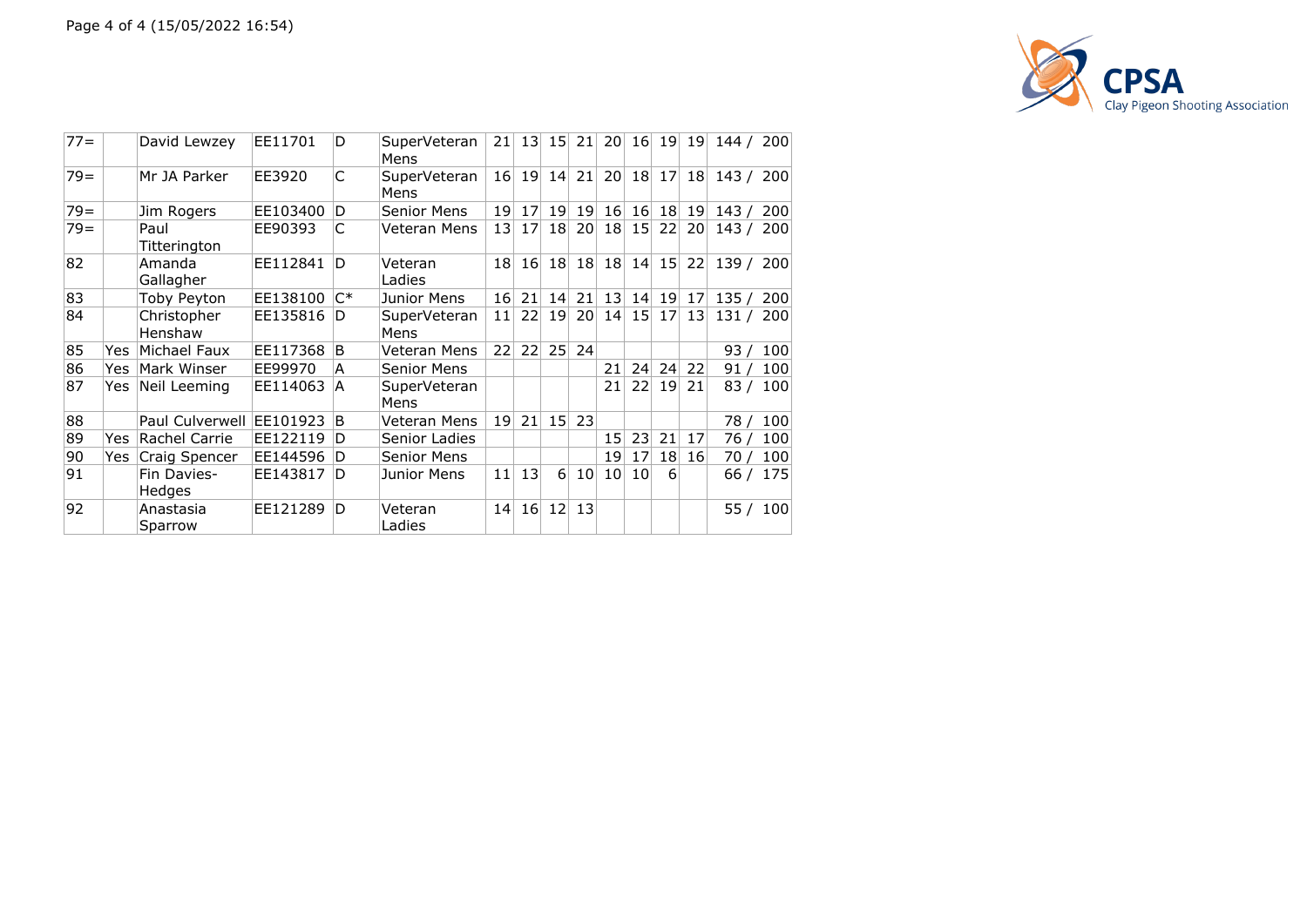| | | | | | | | | | | | | | | |
|---|---|---|---|---|---|---|---|---|---|---|---|---|---|---|
| 77= | | David Lewzey | EE11701 | D | SuperVeteran Mens | 21 | 13 | 15 | 21 | 20 | 16 | 19 | 19 | 144 / 200 |
| 79= | | Mr JA Parker | EE3920 | C | SuperVeteran Mens | 16 | 19 | 14 | 21 | 20 | 18 | 17 | 18 | 143 / 200 |
| 79= | | Jim Rogers | EE103400 | D | Senior Mens | 19 | 17 | 19 | 19 | 16 | 16 | 18 | 19 | 143 / 200 |
| 79= | | Paul Titterington | EE90393 | C | Veteran Mens | 13 | 17 | 18 | 20 | 18 | 15 | 22 | 20 | 143 / 200 |
| 82 | | Amanda Gallagher | EE112841 | D | Veteran Ladies | 18 | 16 | 18 | 18 | 18 | 14 | 15 | 22 | 139 / 200 |
| 83 | | Toby Peyton | EE138100 | C* | Junior Mens | 16 | 21 | 14 | 21 | 13 | 14 | 19 | 17 | 135 / 200 |
| 84 | | Christopher Henshaw | EE135816 | D | SuperVeteran Mens | 11 | 22 | 19 | 20 | 14 | 15 | 17 | 13 | 131 / 200 |
| 85 | Yes | Michael Faux | EE117368 | B | Veteran Mens | 22 | 22 | 25 | 24 | | | | | 93 / 100 |
| 86 | Yes | Mark Winser | EE99970 | A | Senior Mens | | | | | 21 | 24 | 24 | 22 | 91 / 100 |
| 87 | Yes | Neil Leeming | EE114063 | A | SuperVeteran Mens | | | | | 21 | 22 | 19 | 21 | 83 / 100 |
| 88 | | Paul Culverwell | EE101923 | B | Veteran Mens | 19 | 21 | 15 | 23 | | | | | 78 / 100 |
| 89 | Yes | Rachel Carrie | EE122119 | D | Senior Ladies | | | | | 15 | 23 | 21 | 17 | 76 / 100 |
| 90 | Yes | Craig Spencer | EE144596 | D | Senior Mens | | | | | 19 | 17 | 18 | 16 | 70 / 100 |
| 91 | | Fin Davies-Hedges | EE143817 | D | Junior Mens | 11 | 13 | 6 | 10 | 10 | 10 | 6 | | 66 / 175 |
| 92 | | Anastasia Sparrow | EE121289 | D | Veteran Ladies | 14 | 16 | 12 | 13 | | | | | 55 / 100 |